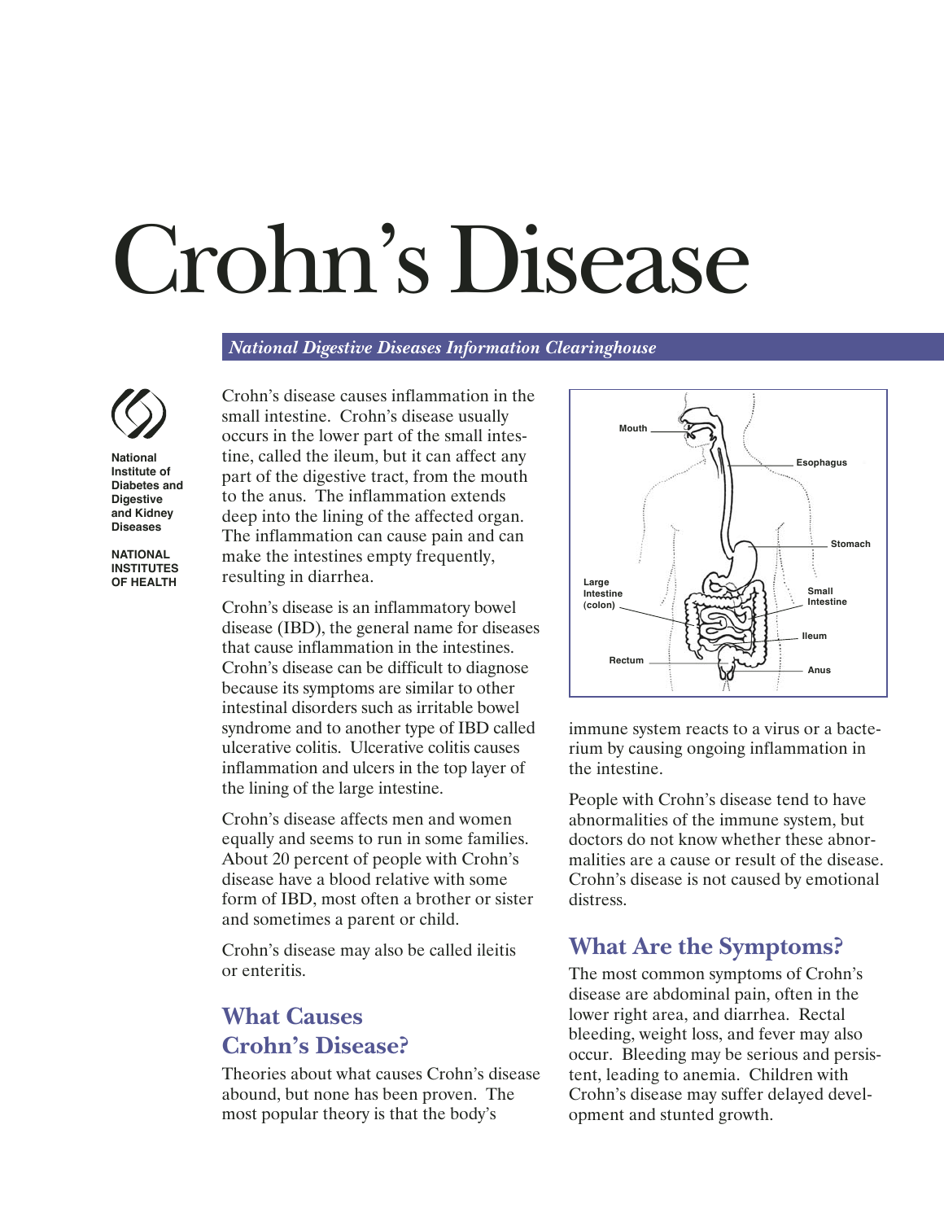# Crohn's Disease

*National Digestive Diseases Information Clearinghouse*

National Institute of Diabetes and Digestive and Kidney Diseases

NATIONAL INSTITUTES OF HEALTH

Crohn's disease causes inflammation in the small intestine. Crohn's disease usually occurs in the lower part of the small intestine, called the ileum, but it can affect any part of the digestive tract, from the mouth to the anus. The inflammation extends deep into the lining of the affected organ. The inflammation can cause pain and can make the intestines empty frequently, resulting in diarrhea.

Crohn's disease is an inflammatory bowel disease (IBD), the general name for diseases that cause inflammation in the intestines. Crohn's disease can be difficult to diagnose because its symptoms are similar to other intestinal disorders such as irritable bowel syndrome and to another type of IBD called ulcerative colitis. Ulcerative colitis causes inflammation and ulcers in the top layer of the lining of the large intestine.

Crohn's disease affects men and women equally and seems to run in some families. About 20 percent of people with Crohn's disease have a blood relative with some form of IBD, most often a brother or sister and sometimes a parent or child.

Crohn's disease may also be called ileitis or enteritis.

## What Causes Crohn's Disease?

Theories about what causes Crohn's disease abound, but none has been proven. The most popular theory is that the body's immune system reacts to a virus or a bacterium by causing ongoing inflammation in the intestine.

People with Crohn's disease tend to have abnormalities of the immune system, but doctors do not know whether these abnormalities are a cause or result of the disease. Crohn's disease is not caused by emotional distress.

## What Are the Symptoms?

The most common symptoms of Crohn's disease are abdominal pain, often in the lower right area, and diarrhea. Rectal bleeding, weight loss, and fever may also occur. Bleeding may be serious and persistent, leading to anemia. Children with Crohn's disease may suffer delayed development and stunted growth.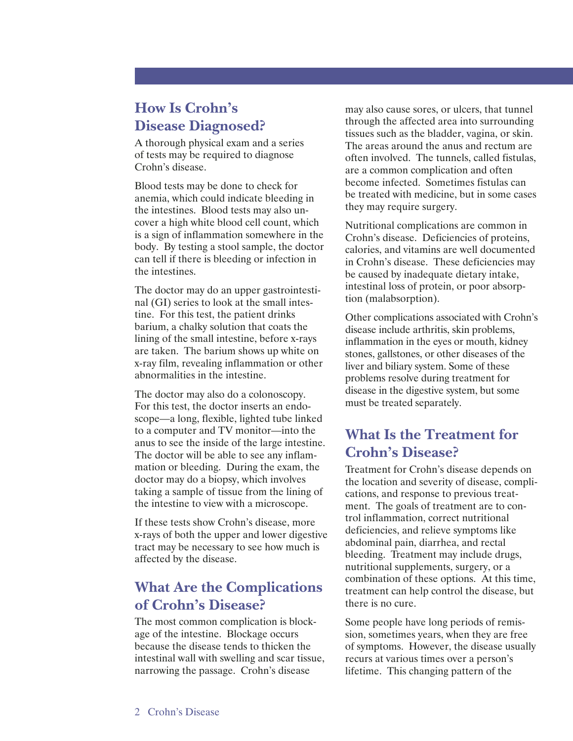## How Is Crohn's Disease Diagnosed?

A thorough physical exam and a series of tests may be required to diagnose Crohn's disease.

Blood tests may be done to check for anemia, which could indicate bleeding in the intestines. Blood tests may also uncover a high white blood cell count, which is a sign of inflammation somewhere in the body. By testing a stool sample, the doctor can tell if there is bleeding or infection in the intestines.

The doctor may do an upper gastrointestinal (GI) series to look at the small intestine. For this test, the patient drinks barium, a chalky solution that coats the lining of the small intestine, before x-rays are taken. The barium shows up white on x-ray film, revealing inflammation or other abnormalities in the intestine.

The doctor may also do a colonoscopy. For this test, the doctor inserts an endoscope—a long, flexible, lighted tube linked to a computer and TV monitor—into the anus to see the inside of the large intestine. The doctor will be able to see any inflammation or bleeding. During the exam, the doctor may do a biopsy, which involves taking a sample of tissue from the lining of the intestine to view with a microscope.

If these tests show Crohn's disease, more x-rays of both the upper and lower digestive tract may be necessary to see how much is affected by the disease.

## What Are the Complications of Crohn's Disease?

The most common complication is blockage of the intestine. Blockage occurs because the disease tends to thicken the intestinal wall with swelling and scar tissue, narrowing the passage. Crohn's disease may also cause sores, or ulcers, that tunnel through the affected area into surrounding tissues such as the bladder, vagina, or skin. The areas around the anus and rectum are often involved. The tunnels, called fistulas, are a common complication and often become infected. Sometimes fistulas can be treated with medicine, but in some cases they may require surgery.

Nutritional complications are common in Crohn's disease. Deficiencies of proteins, calories, and vitamins are well documented in Crohn's disease. These deficiencies may be caused by inadequate dietary intake, intestinal loss of protein, or poor absorption (malabsorption).

Other complications associated with Crohn's disease include arthritis, skin problems, inflammation in the eyes or mouth, kidney stones, gallstones, or other diseases of the liver and biliary system. Some of these problems resolve during treatment for disease in the digestive system, but some must be treated separately.

## What Is the Treatment for Crohn's Disease?

Treatment for Crohn's disease depends on the location and severity of disease, complications, and response to previous treatment. The goals of treatment are to control inflammation, correct nutritional deficiencies, and relieve symptoms like abdominal pain, diarrhea, and rectal bleeding. Treatment may include drugs, nutritional supplements, surgery, or a combination of these options. At this time, treatment can help control the disease, but there is no cure.

Some people have long periods of remission, sometimes years, when they are free of symptoms. However, the disease usually recurs at various times over a person's lifetime. This changing pattern of the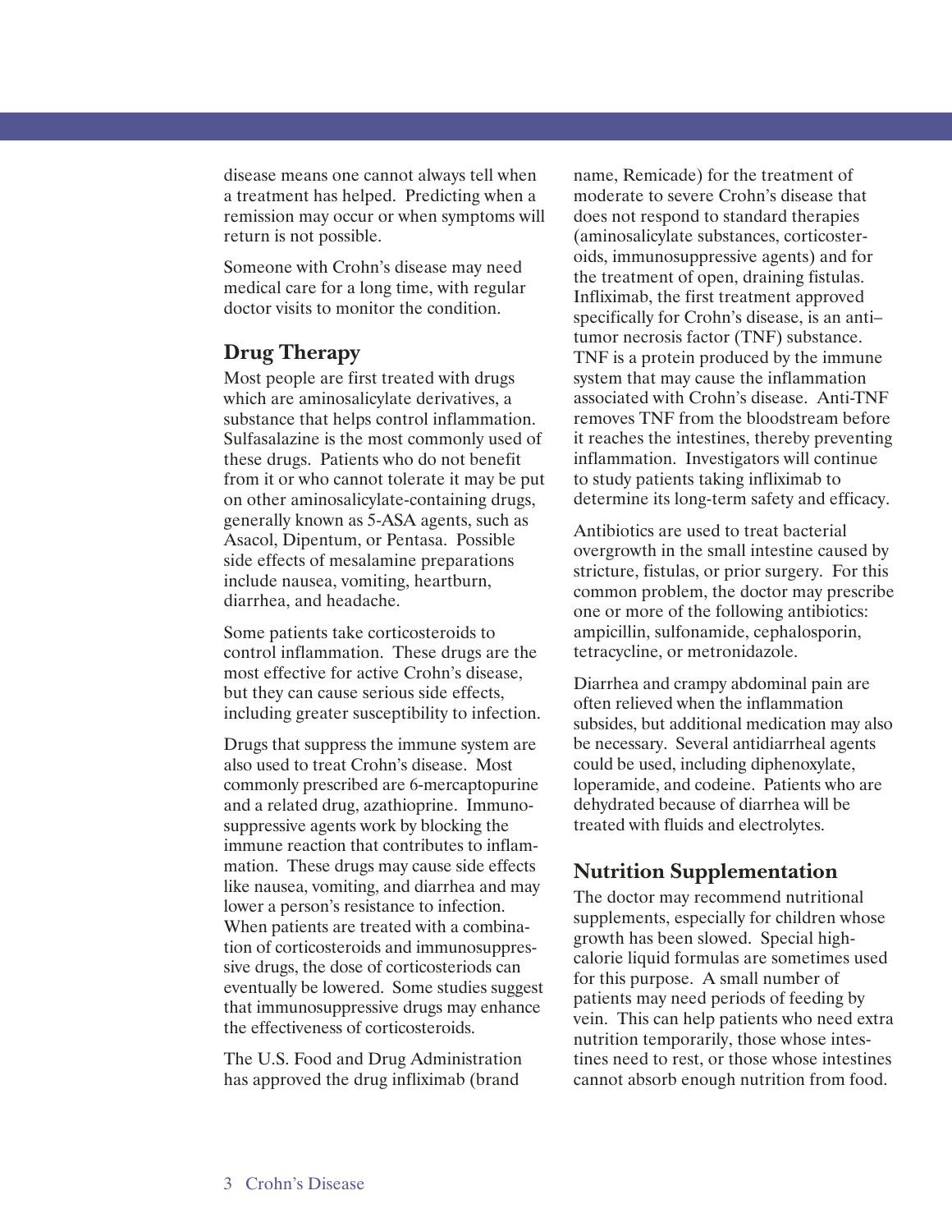disease means one cannot always tell when a treatment has helped. Predicting when a remission may occur or when symptoms will return is not possible.

Someone with Crohn's disease may need medical care for a long time, with regular doctor visits to monitor the condition.

## Drug Therapy

Most people are first treated with drugs which are aminosalicylate derivatives, a substance that helps control inflammation. Sulfasalazine is the most commonly used of these drugs. Patients who do not benefit from it or who cannot tolerate it may be put on other aminosalicylate-containing drugs, generally known as 5-ASA agents, such as Asacol, Dipentum, or Pentasa. Possible side effects of mesalamine preparations include nausea, vomiting, heartburn, diarrhea, and headache.

Some patients take corticosteroids to control inflammation. These drugs are the most effective for active Crohn's disease, but they can cause serious side effects, including greater susceptibility to infection.

Drugs that suppress the immune system are also used to treat Crohn's disease. Most commonly prescribed are 6-mercaptopurine and a related drug, azathioprine. Immunosuppressive agents work by blocking the immune reaction that contributes to inflammation. These drugs may cause side effects like nausea, vomiting, and diarrhea and may lower a person's resistance to infection. When patients are treated with a combination of corticosteroids and immunosuppressive drugs, the dose of corticosteriods can eventually be lowered. Some studies suggest that immunosuppressive drugs may enhance the effectiveness of corticosteroids.

The U.S. Food and Drug Administration has approved the drug infliximab (brand name, Remicade) for the treatment of moderate to severe Crohn's disease that does not respond to standard therapies (aminosalicylate substances, corticosteroids, immunosuppressive agents) and for the treatment of open, draining fistulas. Infliximab, the first treatment approved specifically for Crohn's disease, is an anti–tumor necrosis factor (TNF) substance. TNF is a protein produced by the immune system that may cause the inflammation associated with Crohn's disease. Anti-TNF removes TNF from the bloodstream before it reaches the intestines, thereby preventing inflammation. Investigators will continue to study patients taking infliximab to determine its long-term safety and efficacy.

Antibiotics are used to treat bacterial overgrowth in the small intestine caused by stricture, fistulas, or prior surgery. For this common problem, the doctor may prescribe one or more of the following antibiotics: ampicillin, sulfonamide, cephalosporin, tetracycline, or metronidazole.

Diarrhea and crampy abdominal pain are often relieved when the inflammation subsides, but additional medication may also be necessary. Several antidiarrheal agents could be used, including diphenoxylate, loperamide, and codeine. Patients who are dehydrated because of diarrhea will be treated with fluids and electrolytes.

## Nutrition Supplementation

The doctor may recommend nutritional supplements, especially for children whose growth has been slowed. Special high-calorie liquid formulas are sometimes used for this purpose. A small number of patients may need periods of feeding by vein. This can help patients who need extra nutrition temporarily, those whose intestines need to rest, or those whose intestines cannot absorb enough nutrition from food.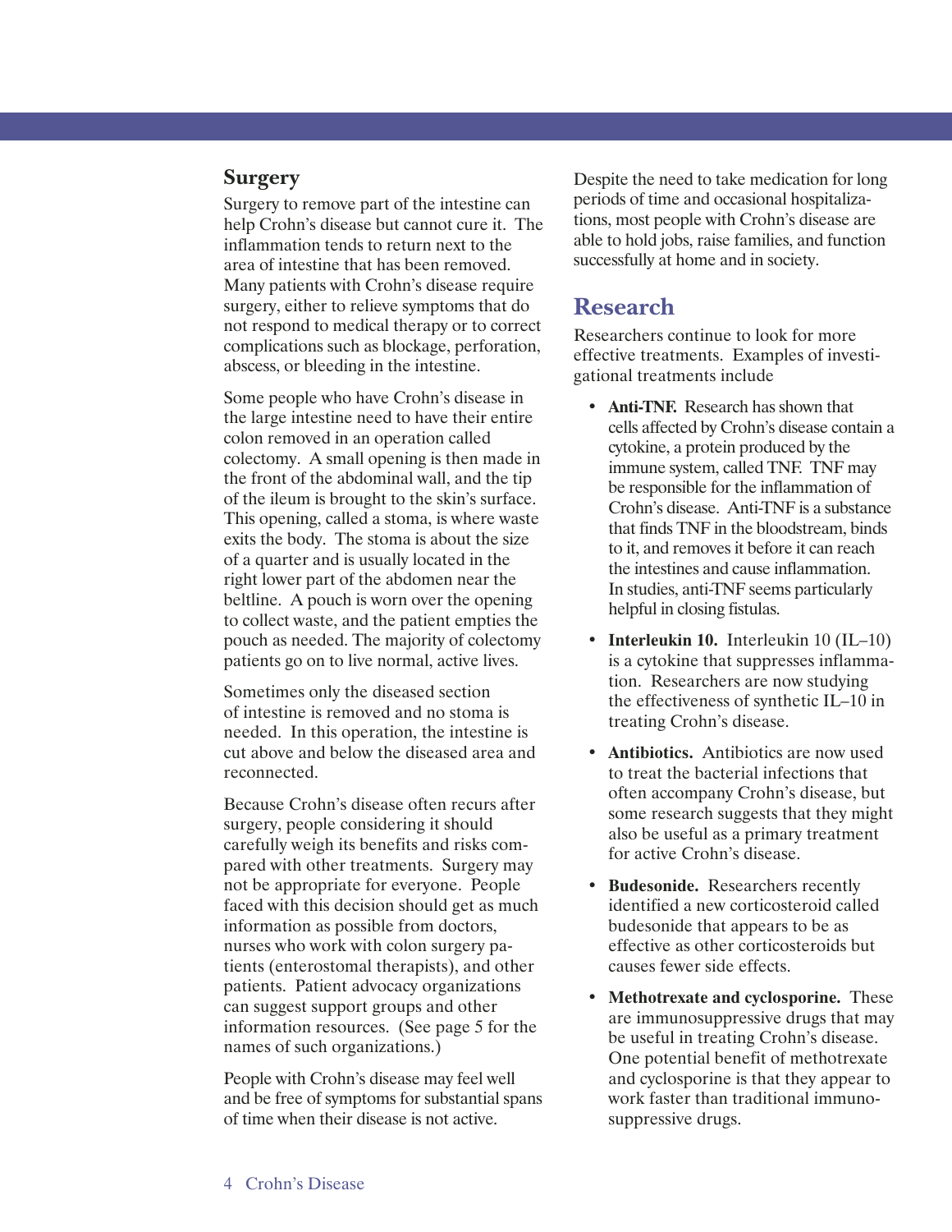### Surgery

Surgery to remove part of the intestine can help Crohn's disease but cannot cure it. The inflammation tends to return next to the area of intestine that has been removed. Many patients with Crohn's disease require surgery, either to relieve symptoms that do not respond to medical therapy or to correct complications such as blockage, perforation, abscess, or bleeding in the intestine.

Some people who have Crohn's disease in the large intestine need to have their entire colon removed in an operation called colectomy. A small opening is then made in the front of the abdominal wall, and the tip of the ileum is brought to the skin's surface. This opening, called a stoma, is where waste exits the body. The stoma is about the size of a quarter and is usually located in the right lower part of the abdomen near the beltline. A pouch is worn over the opening to collect waste, and the patient empties the pouch as needed. The majority of colectomy patients go on to live normal, active lives.

Sometimes only the diseased section of intestine is removed and no stoma is needed. In this operation, the intestine is cut above and below the diseased area and reconnected.

Because Crohn's disease often recurs after surgery, people considering it should carefully weigh its benefits and risks compared with other treatments. Surgery may not be appropriate for everyone. People faced with this decision should get as much information as possible from doctors, nurses who work with colon surgery patients (enterostomal therapists), and other patients. Patient advocacy organizations can suggest support groups and other information resources. (See page 5 for the names of such organizations.)

People with Crohn's disease may feel well and be free of symptoms for substantial spans of time when their disease is not active.

Despite the need to take medication for long periods of time and occasional hospitalizations, most people with Crohn's disease are able to hold jobs, raise families, and function successfully at home and in society.

## Research

Researchers continue to look for more effective treatments. Examples of investigational treatments include

- **Anti-TNF.** Research has shown that cells affected by Crohn's disease contain a cytokine, a protein produced by the immune system, called TNF. TNF may be responsible for the inflammation of Crohn's disease. Anti-TNF is a substance that finds TNF in the bloodstream, binds to it, and removes it before it can reach the intestines and cause inflammation. In studies, anti-TNF seems particularly helpful in closing fistulas.
- **Interleukin 10.** Interleukin 10 (IL–10) is a cytokine that suppresses inflammation. Researchers are now studying the effectiveness of synthetic IL–10 in treating Crohn's disease.
- **Antibiotics.** Antibiotics are now used to treat the bacterial infections that often accompany Crohn's disease, but some research suggests that they might also be useful as a primary treatment for active Crohn's disease.
- **Budesonide.** Researchers recently identified a new corticosteroid called budesonide that appears to be as effective as other corticosteroids but causes fewer side effects.
- **Methotrexate and cyclosporine.** These are immunosuppressive drugs that may be useful in treating Crohn's disease. One potential benefit of methotrexate and cyclosporine is that they appear to work faster than traditional immunosuppressive drugs.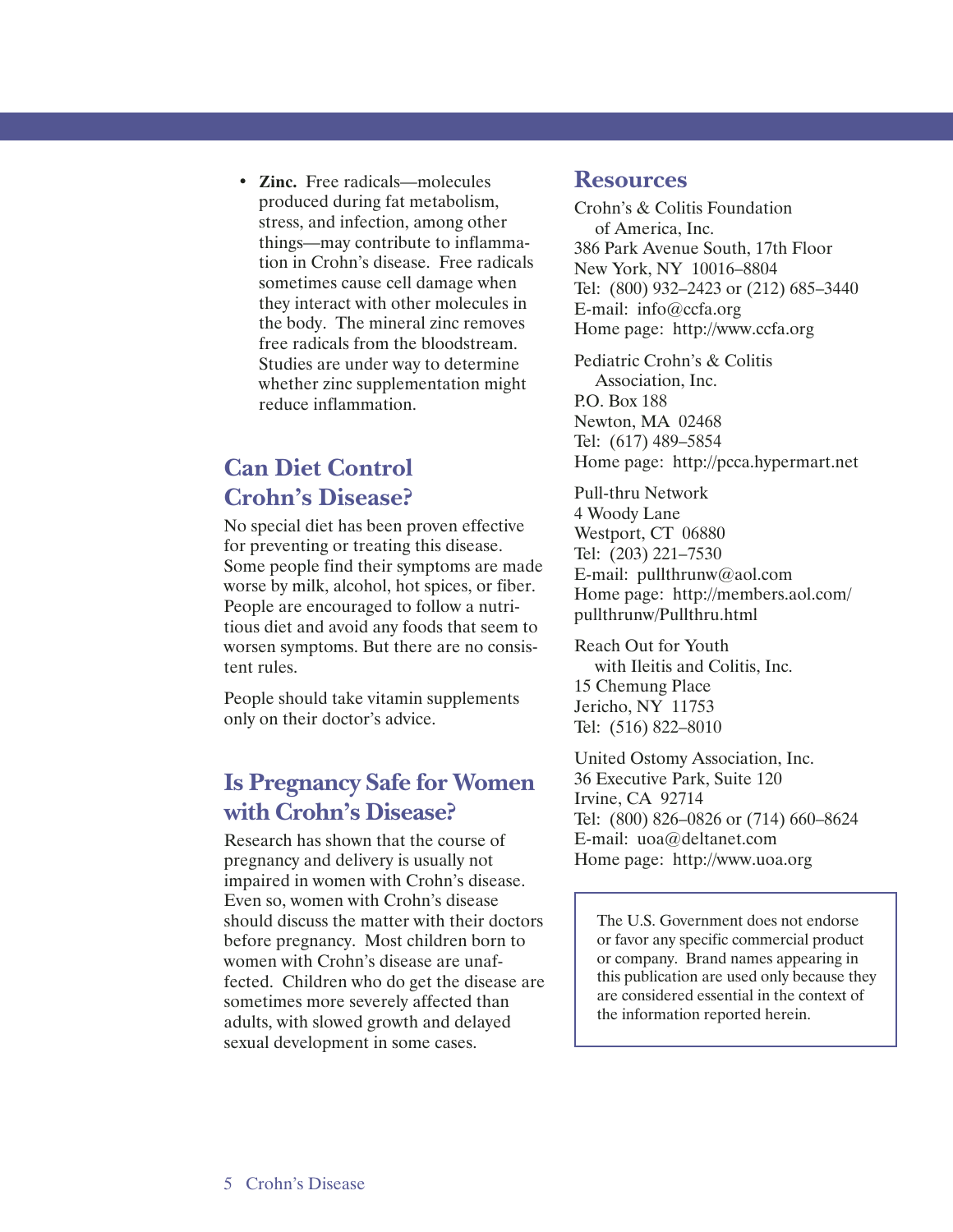- **Zinc.** Free radicals—molecules produced during fat metabolism, stress, and infection, among other things—may contribute to inflammation in Crohn's disease. Free radicals sometimes cause cell damage when they interact with other molecules in the body. The mineral zinc removes free radicals from the bloodstream. Studies are under way to determine whether zinc supplementation might reduce inflammation.

## Can Diet Control Crohn's Disease?

No special diet has been proven effective for preventing or treating this disease. Some people find their symptoms are made worse by milk, alcohol, hot spices, or fiber. People are encouraged to follow a nutritious diet and avoid any foods that seem to worsen symptoms. But there are no consistent rules.

People should take vitamin supplements only on their doctor's advice.

## Is Pregnancy Safe for Women with Crohn's Disease?

Research has shown that the course of pregnancy and delivery is usually not impaired in women with Crohn's disease. Even so, women with Crohn's disease should discuss the matter with their doctors before pregnancy. Most children born to women with Crohn's disease are unaffected. Children who do get the disease are sometimes more severely affected than adults, with slowed growth and delayed sexual development in some cases.

## Resources

Crohn's & Colitis Foundation of America, Inc.
386 Park Avenue South, 17th Floor
New York, NY 10016–8804
Tel: (800) 932–2423 or (212) 685–3440
E-mail: info@ccfa.org
Home page: http://www.ccfa.org

Pediatric Crohn's & Colitis Association, Inc.
P.O. Box 188
Newton, MA 02468
Tel: (617) 489–5854
Home page: http://pcca.hypermart.net

Pull-thru Network
4 Woody Lane
Westport, CT 06880
Tel: (203) 221–7530
E-mail: pullthrunw@aol.com
Home page: http://members.aol.com/pullthrunw/Pullthru.html

Reach Out for Youth with Ileitis and Colitis, Inc.
15 Chemung Place
Jericho, NY 11753
Tel: (516) 822–8010

United Ostomy Association, Inc.
36 Executive Park, Suite 120
Irvine, CA 92714
Tel: (800) 826–0826 or (714) 660–8624
E-mail: uoa@deltanet.com
Home page: http://www.uoa.org

The U.S. Government does not endorse or favor any specific commercial product or company. Brand names appearing in this publication are used only because they are considered essential in the context of the information reported herein.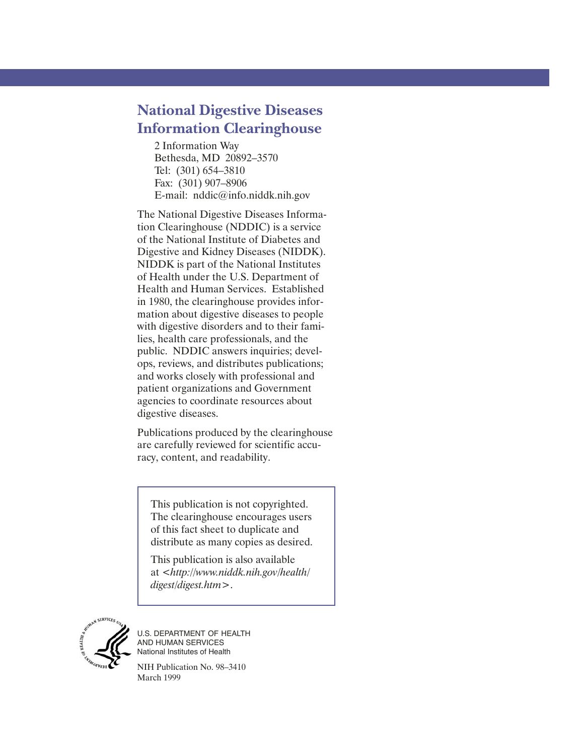# National Digestive Diseases Information Clearinghouse

2 Information Way
Bethesda, MD 20892–3570
Tel: (301) 654–3810
Fax: (301) 907–8906
E-mail: nddic@info.niddk.nih.gov

The National Digestive Diseases Information Clearinghouse (NDDIC) is a service of the National Institute of Diabetes and Digestive and Kidney Diseases (NIDDK). NIDDK is part of the National Institutes of Health under the U.S. Department of Health and Human Services. Established in 1980, the clearinghouse provides information about digestive diseases to people with digestive disorders and to their families, health care professionals, and the public. NDDIC answers inquiries; develops, reviews, and distributes publications; and works closely with professional and patient organizations and Government agencies to coordinate resources about digestive diseases.

Publications produced by the clearinghouse are carefully reviewed for scientific accuracy, content, and readability.

> This publication is not copyrighted. The clearinghouse encourages users of this fact sheet to duplicate and distribute as many copies as desired.
>
> This publication is also available at *<http://www.niddk.nih.gov/health/digest/digest.htm>*.

U.S. DEPARTMENT OF HEALTH AND HUMAN SERVICES
National Institutes of Health

NIH Publication No. 98–3410
March 1999